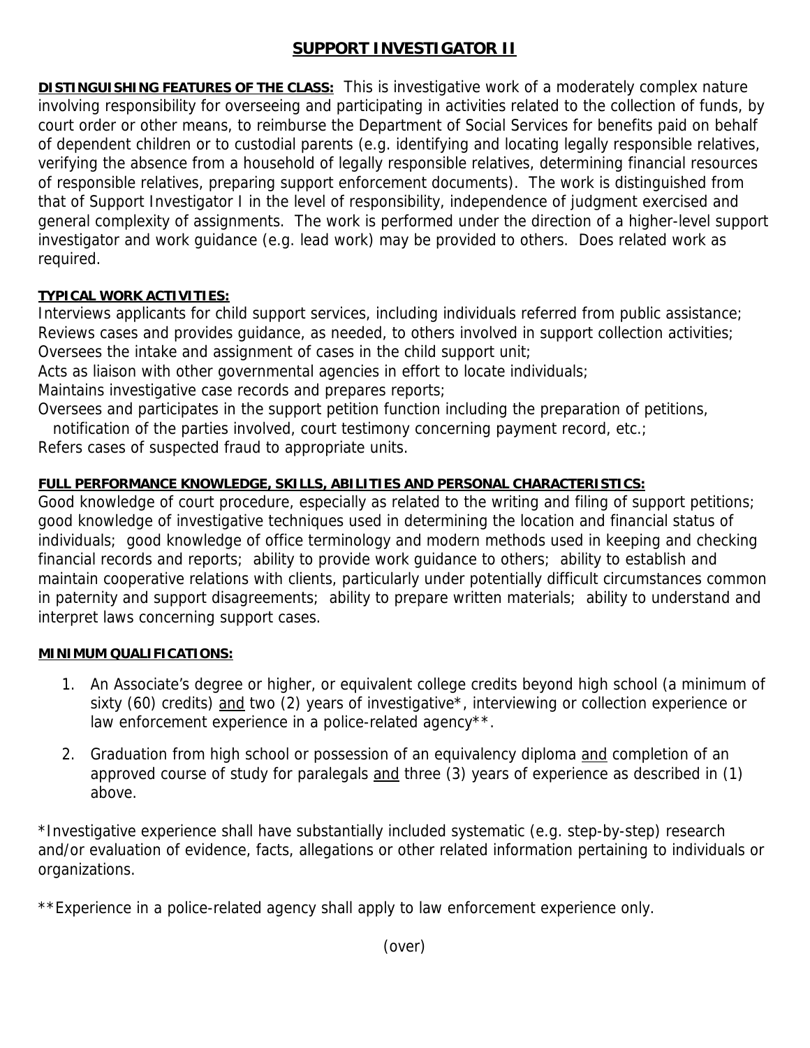# SUPPORT INVESTIGATOR II

**DISTINGUISHING FEATURES OF THE CLASS:** This is investigative work of a moderately complex nature involving responsibility for overseeing and participating in activities related to the collection of funds, by court order or other means, to reimburse the Department of Social Services for benefits paid on behalf of dependent children or to custodial parents (e.g. identifying and locating legally responsible relatives, verifying the absence from a household of legally responsible relatives, determining financial resources of responsible relatives, preparing support enforcement documents). The work is distinguished from that of Support Investigator I in the level of responsibility, independence of judgment exercised and general complexity of assignments. The work is performed under the direction of a higher-level support investigator and work guidance (e.g. lead work) may be provided to others. Does related work as required.

**TYPICAL WORK ACTIVITIES:**

Interviews applicants for child support services, including individuals referred from public assistance;
Reviews cases and provides guidance, as needed, to others involved in support collection activities;
Oversees the intake and assignment of cases in the child support unit;
Acts as liaison with other governmental agencies in effort to locate individuals;
Maintains investigative case records and prepares reports;
Oversees and participates in the support petition function including the preparation of petitions, notification of the parties involved, court testimony concerning payment record, etc.;
Refers cases of suspected fraud to appropriate units.

**FULL PERFORMANCE KNOWLEDGE, SKILLS, ABILITIES AND PERSONAL CHARACTERISTICS:**

Good knowledge of court procedure, especially as related to the writing and filing of support petitions; good knowledge of investigative techniques used in determining the location and financial status of individuals; good knowledge of office terminology and modern methods used in keeping and checking financial records and reports; ability to provide work guidance to others; ability to establish and maintain cooperative relations with clients, particularly under potentially difficult circumstances common in paternity and support disagreements; ability to prepare written materials; ability to understand and interpret laws concerning support cases.

**MINIMUM QUALIFICATIONS:**

1. An Associate's degree or higher, or equivalent college credits beyond high school (a minimum of sixty (60) credits) and two (2) years of investigative*, interviewing or collection experience or law enforcement experience in a police-related agency**.

2. Graduation from high school or possession of an equivalency diploma and completion of an approved course of study for paralegals and three (3) years of experience as described in (1) above.

*Investigative experience shall have substantially included systematic (e.g. step-by-step) research and/or evaluation of evidence, facts, allegations or other related information pertaining to individuals or organizations.

**Experience in a police-related agency shall apply to law enforcement experience only.

(over)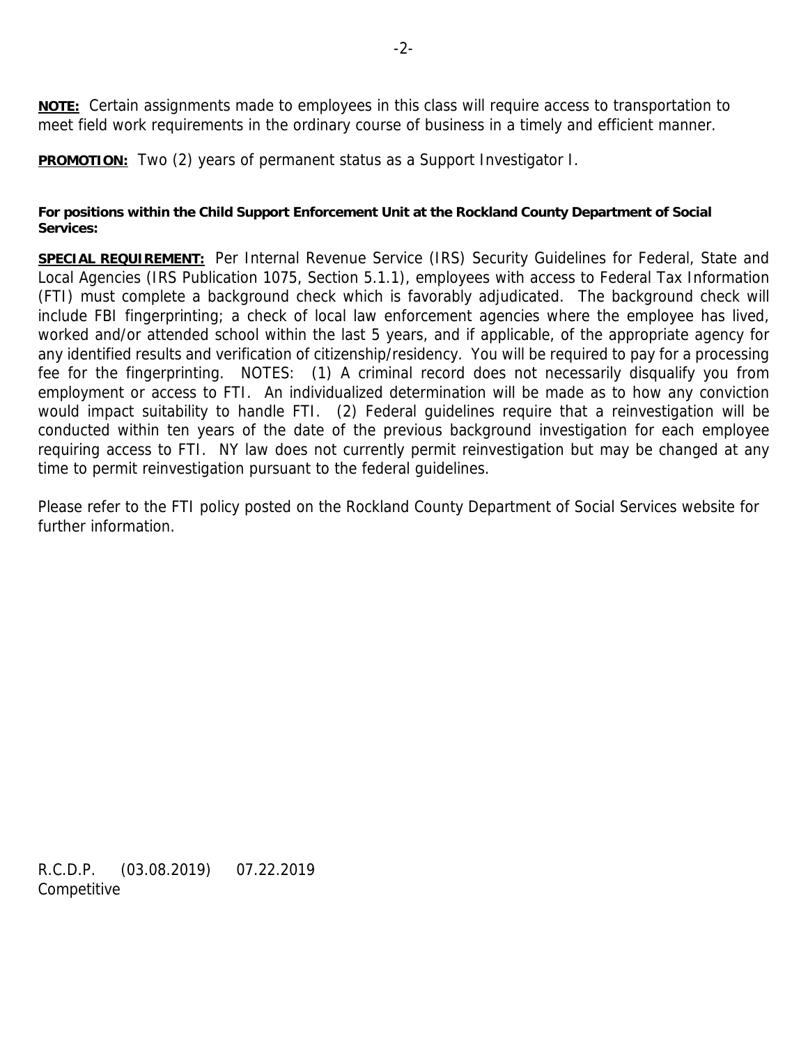**NOTE:** Certain assignments made to employees in this class will require access to transportation to meet field work requirements in the ordinary course of business in a timely and efficient manner.

**PROMOTION:** Two (2) years of permanent status as a Support Investigator I.

**For positions within the Child Support Enforcement Unit at the Rockland County Department of Social Services:**

**SPECIAL REQUIREMENT:** Per Internal Revenue Service (IRS) Security Guidelines for Federal, State and Local Agencies (IRS Publication 1075, Section 5.1.1), employees with access to Federal Tax Information (FTI) must complete a background check which is favorably adjudicated. The background check will include FBI fingerprinting; a check of local law enforcement agencies where the employee has lived, worked and/or attended school within the last 5 years, and if applicable, of the appropriate agency for any identified results and verification of citizenship/residency. You will be required to pay for a processing fee for the fingerprinting. NOTES: (1) A criminal record does not necessarily disqualify you from employment or access to FTI. An individualized determination will be made as to how any conviction would impact suitability to handle FTI. (2) Federal guidelines require that a reinvestigation will be conducted within ten years of the date of the previous background investigation for each employee requiring access to FTI. NY law does not currently permit reinvestigation but may be changed at any time to permit reinvestigation pursuant to the federal guidelines.

Please refer to the FTI policy posted on the Rockland County Department of Social Services website for further information.

R.C.D.P. (03.08.2019) 07.22.2019
Competitive